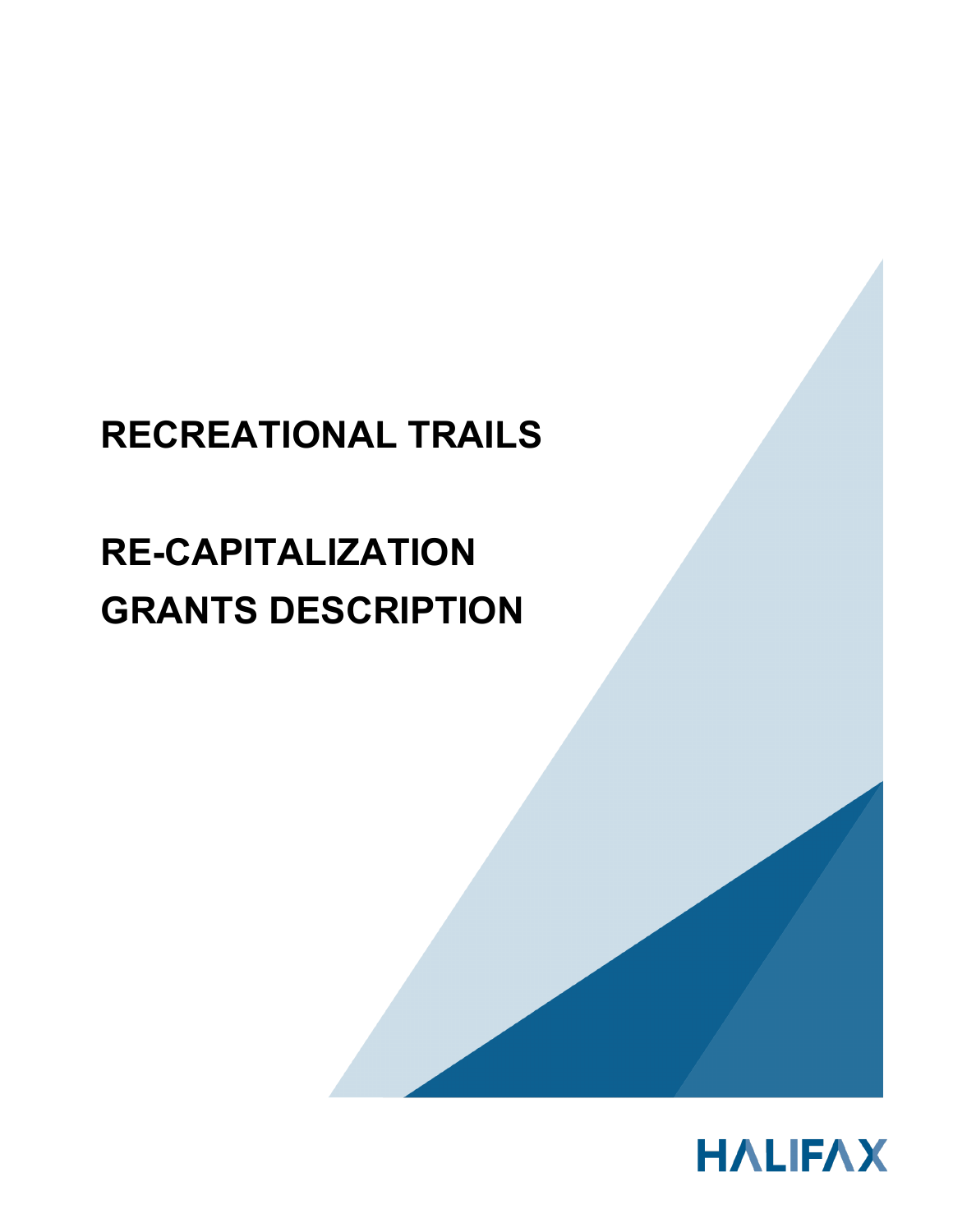# RECREATIONAL TRAILS

# RE-CAPITALIZATION GRANTS DESCRIPTION

HALIFAX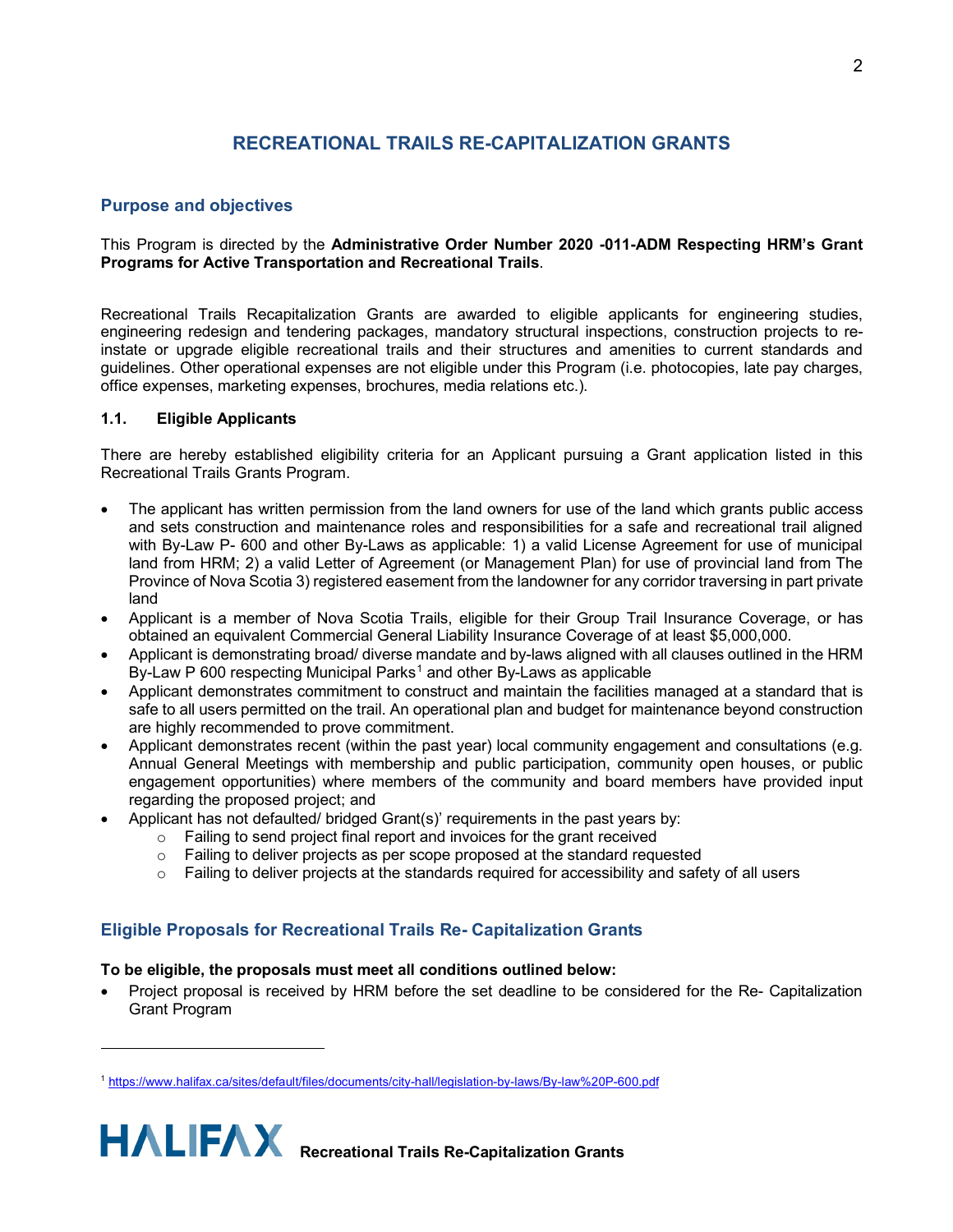# RECREATIONAL TRAILS RE-CAPITALIZATION GRANTS

## Purpose and objectives

This Program is directed by the **Administrative Order Number 2020 -011-ADM Respecting HRM's Grant Programs for Active Transportation and Recreational Trails**.

Recreational Trails Recapitalization Grants are awarded to eligible applicants for engineering studies, engineering redesign and tendering packages, mandatory structural inspections, construction projects to re-instate or upgrade eligible recreational trails and their structures and amenities to current standards and guidelines. Other operational expenses are not eligible under this Program (i.e. photocopies, late pay charges, office expenses, marketing expenses, brochures, media relations etc.).

### 1.1. Eligible Applicants

There are hereby established eligibility criteria for an Applicant pursuing a Grant application listed in this Recreational Trails Grants Program.

- The applicant has written permission from the land owners for use of the land which grants public access and sets construction and maintenance roles and responsibilities for a safe and recreational trail aligned with By-Law P- 600 and other By-Laws as applicable: 1) a valid License Agreement for use of municipal land from HRM; 2) a valid Letter of Agreement (or Management Plan) for use of provincial land from The Province of Nova Scotia 3) registered easement from the landowner for any corridor traversing in part private land
- Applicant is a member of Nova Scotia Trails, eligible for their Group Trail Insurance Coverage, or has obtained an equivalent Commercial General Liability Insurance Coverage of at least $5,000,000.
- Applicant is demonstrating broad/ diverse mandate and by-laws aligned with all clauses outlined in the HRM By-Law P 600 respecting Municipal Parks[1] and other By-Laws as applicable
- Applicant demonstrates commitment to construct and maintain the facilities managed at a standard that is safe to all users permitted on the trail. An operational plan and budget for maintenance beyond construction are highly recommended to prove commitment.
- Applicant demonstrates recent (within the past year) local community engagement and consultations (e.g. Annual General Meetings with membership and public participation, community open houses, or public engagement opportunities) where members of the community and board members have provided input regarding the proposed project; and
- Applicant has not defaulted/ bridged Grant(s)' requirements in the past years by:
  - Failing to send project final report and invoices for the grant received
  - Failing to deliver projects as per scope proposed at the standard requested
  - Failing to deliver projects at the standards required for accessibility and safety of all users

## Eligible Proposals for Recreational Trails Re- Capitalization Grants

**To be eligible, the proposals must meet all conditions outlined below:**

- Project proposal is received by HRM before the set deadline to be considered for the Re- Capitalization Grant Program

[1] https://www.halifax.ca/sites/default/files/documents/city-hall/legislation-by-laws/By-law%20P-600.pdf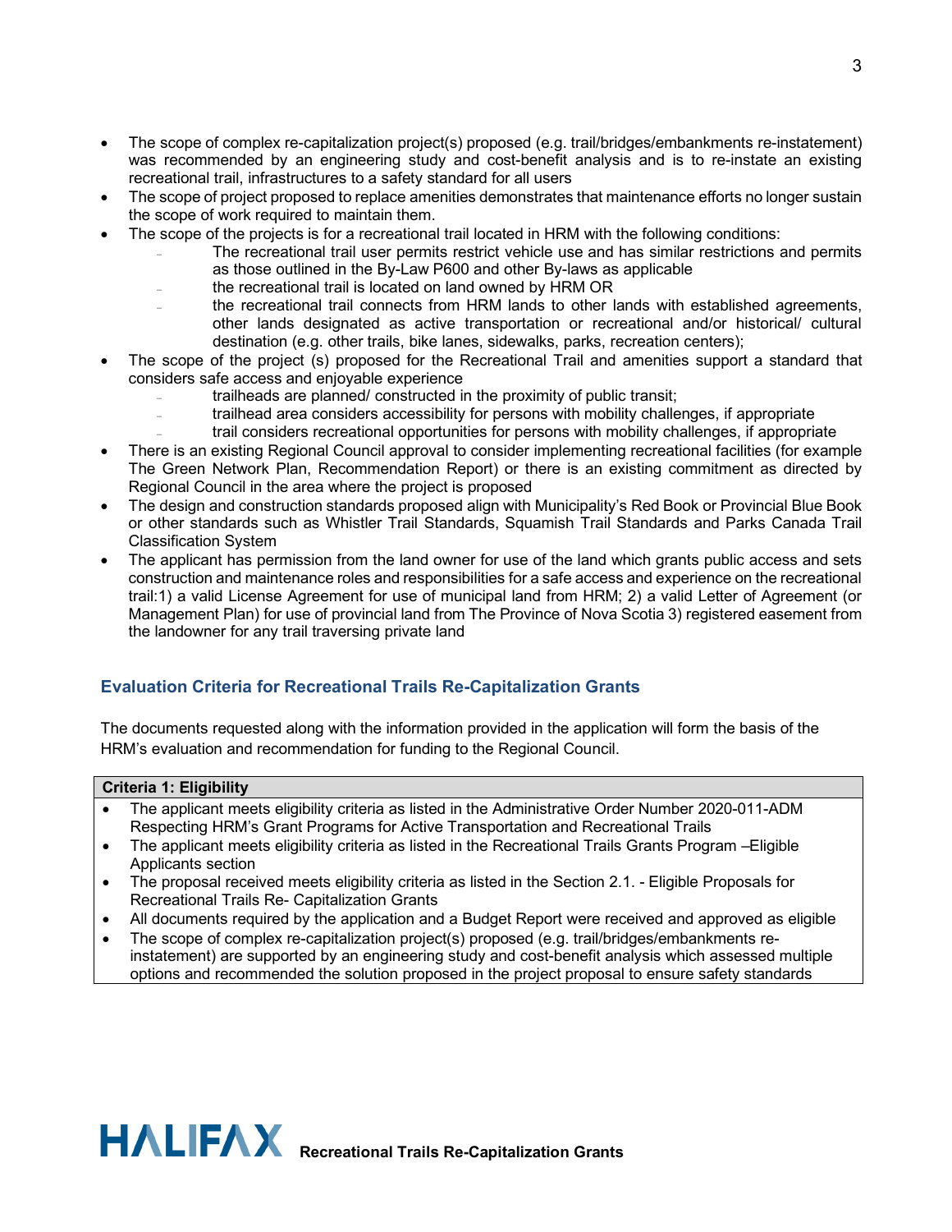- The scope of complex re-capitalization project(s) proposed (e.g. trail/bridges/embankments re-instatement) was recommended by an engineering study and cost-benefit analysis and is to re-instate an existing recreational trail, infrastructures to a safety standard for all users
- The scope of project proposed to replace amenities demonstrates that maintenance efforts no longer sustain the scope of work required to maintain them.
- The scope of the projects is for a recreational trail located in HRM with the following conditions:
  - The recreational trail user permits restrict vehicle use and has similar restrictions and permits as those outlined in the By-Law P600 and other By-laws as applicable
  - the recreational trail is located on land owned by HRM OR
  - the recreational trail connects from HRM lands to other lands with established agreements, other lands designated as active transportation or recreational and/or historical/ cultural destination (e.g. other trails, bike lanes, sidewalks, parks, recreation centers);
- The scope of the project (s) proposed for the Recreational Trail and amenities support a standard that considers safe access and enjoyable experience
  - trailheads are planned/ constructed in the proximity of public transit;
  - trailhead area considers accessibility for persons with mobility challenges, if appropriate
  - trail considers recreational opportunities for persons with mobility challenges, if appropriate
- There is an existing Regional Council approval to consider implementing recreational facilities (for example The Green Network Plan, Recommendation Report) or there is an existing commitment as directed by Regional Council in the area where the project is proposed
- The design and construction standards proposed align with Municipality's Red Book or Provincial Blue Book or other standards such as Whistler Trail Standards, Squamish Trail Standards and Parks Canada Trail Classification System
- The applicant has permission from the land owner for use of the land which grants public access and sets construction and maintenance roles and responsibilities for a safe access and experience on the recreational trail:1) a valid License Agreement for use of municipal land from HRM; 2) a valid Letter of Agreement (or Management Plan) for use of provincial land from The Province of Nova Scotia 3) registered easement from the landowner for any trail traversing private land

## Evaluation Criteria for Recreational Trails Re-Capitalization Grants

The documents requested along with the information provided in the application will form the basis of the HRM's evaluation and recommendation for funding to the Regional Council.

| **Criteria 1: Eligibility** |
|---|
| • The applicant meets eligibility criteria as listed in the Administrative Order Number 2020-011-ADM Respecting HRM's Grant Programs for Active Transportation and Recreational Trails<br>• The applicant meets eligibility criteria as listed in the Recreational Trails Grants Program –Eligible Applicants section<br>• The proposal received meets eligibility criteria as listed in the Section 2.1. - Eligible Proposals for Recreational Trails Re- Capitalization Grants<br>• All documents required by the application and a Budget Report were received and approved as eligible<br>• The scope of complex re-capitalization project(s) proposed (e.g. trail/bridges/embankments re-instatement) are supported by an engineering study and cost-benefit analysis which assessed multiple options and recommended the solution proposed in the project proposal to ensure safety standards |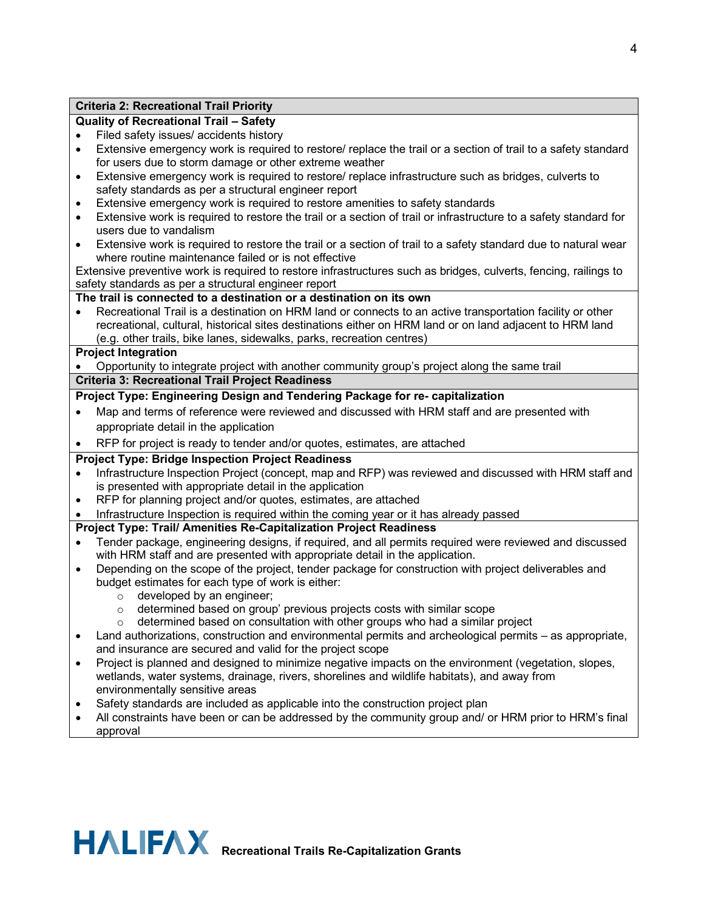| **Criteria 2: Recreational Trail Priority** |
|---|
| **Quality of Recreational Trail – Safety**<br>• Filed safety issues/ accidents history<br>• Extensive emergency work is required to restore/ replace the trail or a section of trail to a safety standard for users due to storm damage or other extreme weather<br>• Extensive emergency work is required to restore/ replace infrastructure such as bridges, culverts to safety standards as per a structural engineer report<br>• Extensive emergency work is required to restore amenities to safety standards<br>• Extensive work is required to restore the trail or a section of trail or infrastructure to a safety standard for users due to vandalism<br>• Extensive work is required to restore the trail or a section of trail to a safety standard due to natural wear where routine maintenance failed or is not effective<br>Extensive preventive work is required to restore infrastructures such as bridges, culverts, fencing, railings to safety standards as per a structural engineer report |
| **The trail is connected to a destination or a destination on its own**<br>• Recreational Trail is a destination on HRM land or connects to an active transportation facility or other recreational, cultural, historical sites destinations either on HRM land or on land adjacent to HRM land (e.g. other trails, bike lanes, sidewalks, parks, recreation centres) |
| **Project Integration**<br>• Opportunity to integrate project with another community group's project along the same trail |
| **Criteria 3: Recreational Trail Project Readiness** |
| **Project Type: Engineering Design and Tendering Package for re- capitalization**<br>• Map and terms of reference were reviewed and discussed with HRM staff and are presented with appropriate detail in the application<br>• RFP for project is ready to tender and/or quotes, estimates, are attached |
| **Project Type: Bridge Inspection Project Readiness**<br>• Infrastructure Inspection Project (concept, map and RFP) was reviewed and discussed with HRM staff and is presented with appropriate detail in the application<br>• RFP for planning project and/or quotes, estimates, are attached<br>• Infrastructure Inspection is required within the coming year or it has already passed |
| **Project Type: Trail/ Amenities Re-Capitalization Project Readiness**<br>• Tender package, engineering designs, if required, and all permits required were reviewed and discussed with HRM staff and are presented with appropriate detail in the application.<br>• Depending on the scope of the project, tender package for construction with project deliverables and budget estimates for each type of work is either:<br>&nbsp;&nbsp;&nbsp;&nbsp;○ developed by an engineer;<br>&nbsp;&nbsp;&nbsp;&nbsp;○ determined based on group' previous projects costs with similar scope<br>&nbsp;&nbsp;&nbsp;&nbsp;○ determined based on consultation with other groups who had a similar project<br>• Land authorizations, construction and environmental permits and archeological permits – as appropriate, and insurance are secured and valid for the project scope<br>• Project is planned and designed to minimize negative impacts on the environment (vegetation, slopes, wetlands, water systems, drainage, rivers, shorelines and wildlife habitats), and away from environmentally sensitive areas<br>• Safety standards are included as applicable into the construction project plan<br>• All constraints have been or can be addressed by the community group and/ or HRM prior to HRM's final approval |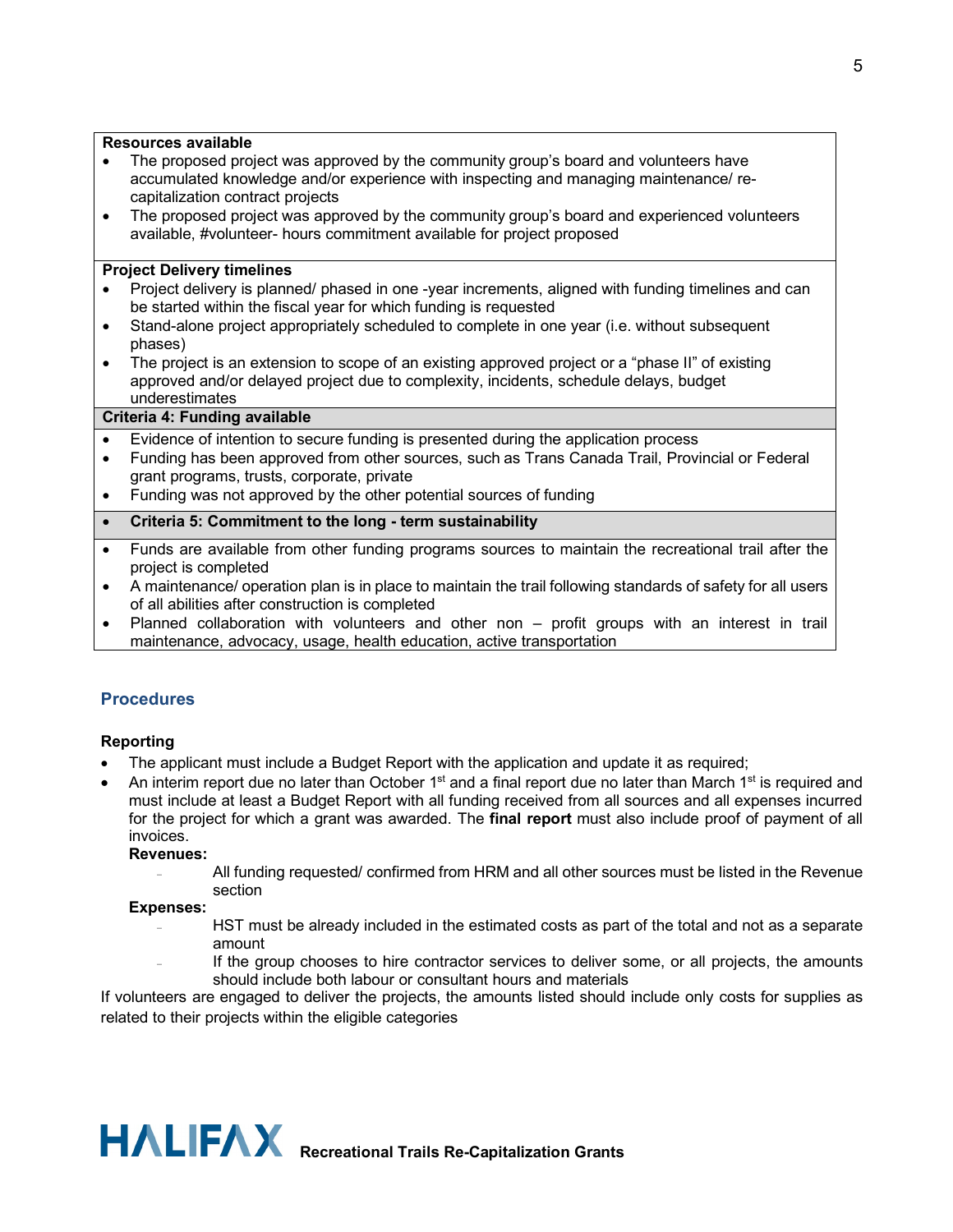| **Resources available** |
|---|
| • The proposed project was approved by the community group's board and volunteers have accumulated knowledge and/or experience with inspecting and managing maintenance/ re-capitalization contract projects<br>• The proposed project was approved by the community group's board and experienced volunteers available, #volunteer- hours commitment available for project proposed |
| **Project Delivery timelines** |
| • Project delivery is planned/ phased in one -year increments, aligned with funding timelines and can be started within the fiscal year for which funding is requested<br>• Stand-alone project appropriately scheduled to complete in one year (i.e. without subsequent phases)<br>• The project is an extension to scope of an existing approved project or a "phase II" of existing approved and/or delayed project due to complexity, incidents, schedule delays, budget underestimates |
| **Criteria 4: Funding available** |
| • Evidence of intention to secure funding is presented during the application process<br>• Funding has been approved from other sources, such as Trans Canada Trail, Provincial or Federal grant programs, trusts, corporate, private<br>• Funding was not approved by the other potential sources of funding |
| • **Criteria 5: Commitment to the long - term sustainability** |
| • Funds are available from other funding programs sources to maintain the recreational trail after the project is completed<br>• A maintenance/ operation plan is in place to maintain the trail following standards of safety for all users of all abilities after construction is completed<br>• Planned collaboration with volunteers and other non – profit groups with an interest in trail maintenance, advocacy, usage, health education, active transportation |

## Procedures

### Reporting

- The applicant must include a Budget Report with the application and update it as required;
- An interim report due no later than October 1st and a final report due no later than March 1st is required and must include at least a Budget Report with all funding received from all sources and all expenses incurred for the project for which a grant was awarded. The **final report** must also include proof of payment of all invoices.

  **Revenues:**
  - All funding requested/ confirmed from HRM and all other sources must be listed in the Revenue section

  **Expenses:**
  - HST must be already included in the estimated costs as part of the total and not as a separate amount
  - If the group chooses to hire contractor services to deliver some, or all projects, the amounts should include both labour or consultant hours and materials

If volunteers are engaged to deliver the projects, the amounts listed should include only costs for supplies as related to their projects within the eligible categories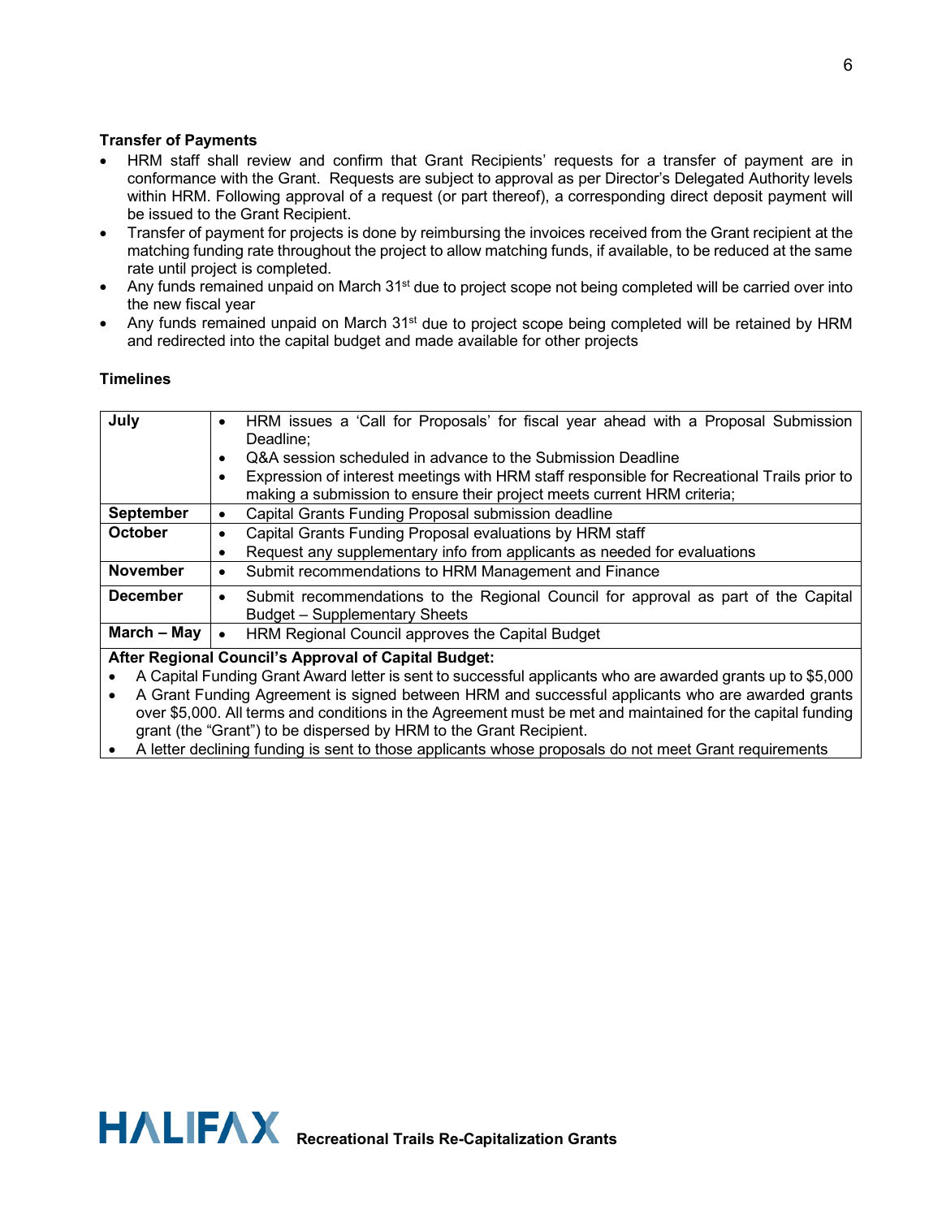**Transfer of Payments**

- HRM staff shall review and confirm that Grant Recipients' requests for a transfer of payment are in conformance with the Grant. Requests are subject to approval as per Director's Delegated Authority levels within HRM. Following approval of a request (or part thereof), a corresponding direct deposit payment will be issued to the Grant Recipient.
- Transfer of payment for projects is done by reimbursing the invoices received from the Grant recipient at the matching funding rate throughout the project to allow matching funds, if available, to be reduced at the same rate until project is completed.
- Any funds remained unpaid on March 31st due to project scope not being completed will be carried over into the new fiscal year
- Any funds remained unpaid on March 31st due to project scope being completed will be retained by HRM and redirected into the capital budget and made available for other projects

**Timelines**

| | |
|---|---|
| **July** | • HRM issues a 'Call for Proposals' for fiscal year ahead with a Proposal Submission Deadline;<br>• Q&A session scheduled in advance to the Submission Deadline<br>• Expression of interest meetings with HRM staff responsible for Recreational Trails prior to making a submission to ensure their project meets current HRM criteria; |
| **September** | • Capital Grants Funding Proposal submission deadline |
| **October** | • Capital Grants Funding Proposal evaluations by HRM staff<br>• Request any supplementary info from applicants as needed for evaluations |
| **November** | • Submit recommendations to HRM Management and Finance |
| **December** | • Submit recommendations to the Regional Council for approval as part of the Capital Budget – Supplementary Sheets |
| **March – May** | • HRM Regional Council approves the Capital Budget |
| **After Regional Council's Approval of Capital Budget:**<br>• A Capital Funding Grant Award letter is sent to successful applicants who are awarded grants up to $5,000<br>• A Grant Funding Agreement is signed between HRM and successful applicants who are awarded grants over $5,000. All terms and conditions in the Agreement must be met and maintained for the capital funding grant (the "Grant") to be dispersed by HRM to the Grant Recipient.<br>• A letter declining funding is sent to those applicants whose proposals do not meet Grant requirements | |